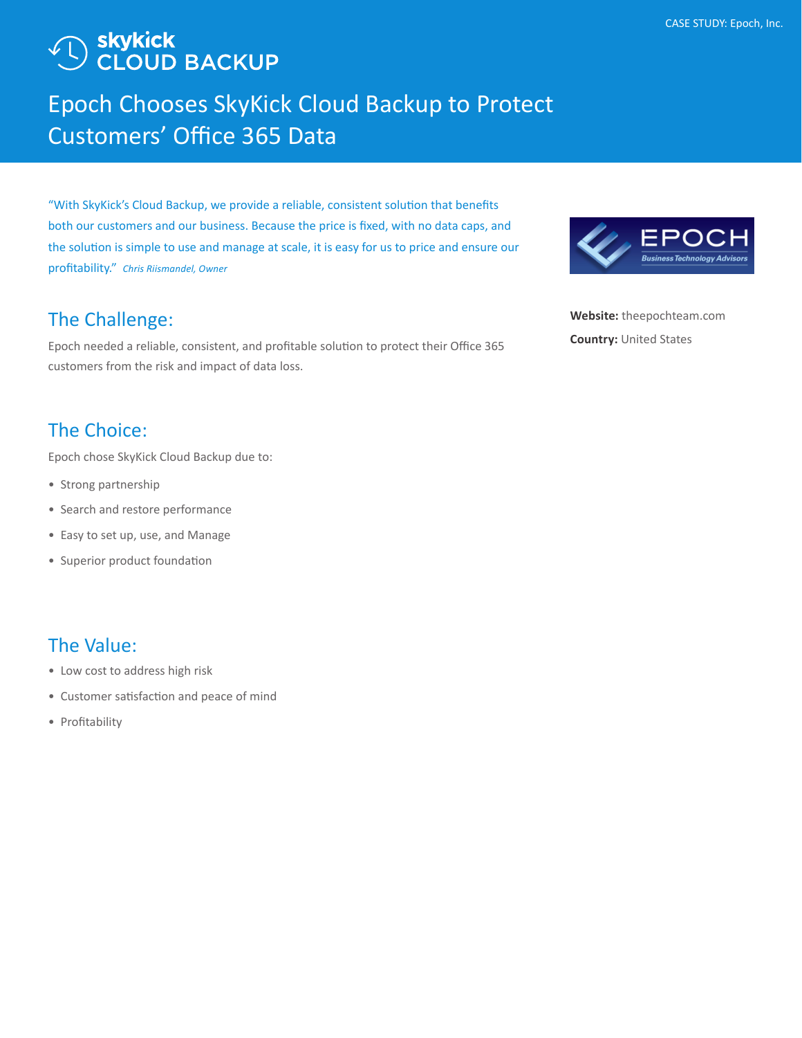CASE STUDY: Epoch, Inc.

skykick CLOUD BACKUP

# Epoch Chooses SkyKick Cloud Backup to Protect Customers' Office 365 Data

"With SkyKick's Cloud Backup, we provide a reliable, consistent solution that benefits both our customers and our business. Because the price is fixed, with no data caps, and the solution is simple to use and manage at scale, it is easy for us to price and ensure our profitability." *Chris Riismandel, Owner*

**Website:** theepochteam.com

**Country:** United States

## The Challenge:

Epoch needed a reliable, consistent, and profitable solution to protect their Office 365 customers from the risk and impact of data loss.

## The Choice:

Epoch chose SkyKick Cloud Backup due to:

- Strong partnership
- Search and restore performance
- Easy to set up, use, and Manage
- Superior product foundation

## The Value:

- Low cost to address high risk
- Customer satisfaction and peace of mind
- Profitability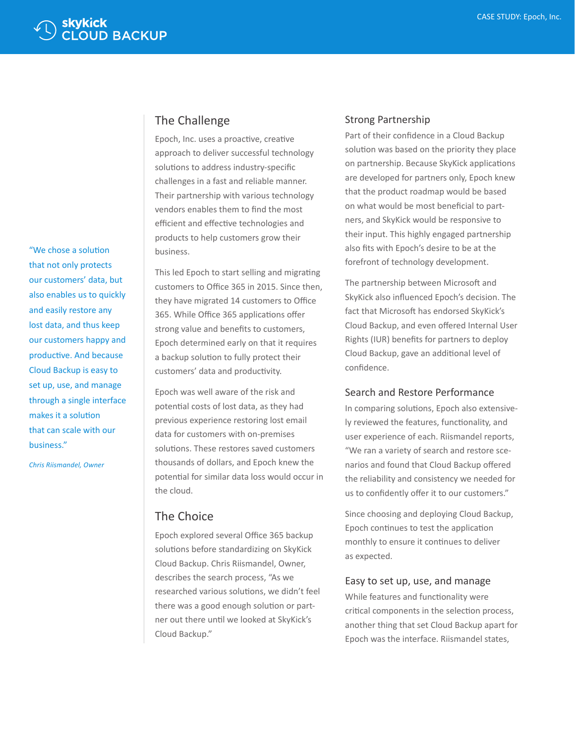> "We chose a solution that not only protects our customers' data, but also enables us to quickly and easily restore any lost data, and thus keep our customers happy and productive. And because Cloud Backup is easy to set up, use, and manage through a single interface makes it a solution that can scale with our business."
>
> *Chris Riismandel, Owner*

## The Challenge

Epoch, Inc. uses a proactive, creative approach to deliver successful technology solutions to address industry-specific challenges in a fast and reliable manner. Their partnership with various technology vendors enables them to find the most efficient and effective technologies and products to help customers grow their business.

This led Epoch to start selling and migrating customers to Office 365 in 2015. Since then, they have migrated 14 customers to Office 365. While Office 365 applications offer strong value and benefits to customers, Epoch determined early on that it requires a backup solution to fully protect their customers' data and productivity.

Epoch was well aware of the risk and potential costs of lost data, as they had previous experience restoring lost email data for customers with on-premises solutions. These restores saved customers thousands of dollars, and Epoch knew the potential for similar data loss would occur in the cloud.

## The Choice

Epoch explored several Office 365 backup solutions before standardizing on SkyKick Cloud Backup. Chris Riismandel, Owner, describes the search process, "As we researched various solutions, we didn't feel there was a good enough solution or partner out there until we looked at SkyKick's Cloud Backup."

### Strong Partnership

Part of their confidence in a Cloud Backup solution was based on the priority they place on partnership. Because SkyKick applications are developed for partners only, Epoch knew that the product roadmap would be based on what would be most beneficial to partners, and SkyKick would be responsive to their input. This highly engaged partnership also fits with Epoch's desire to be at the forefront of technology development.

The partnership between Microsoft and SkyKick also influenced Epoch's decision. The fact that Microsoft has endorsed SkyKick's Cloud Backup, and even offered Internal User Rights (IUR) benefits for partners to deploy Cloud Backup, gave an additional level of confidence.

### Search and Restore Performance

In comparing solutions, Epoch also extensively reviewed the features, functionality, and user experience of each. Riismandel reports, "We ran a variety of search and restore scenarios and found that Cloud Backup offered the reliability and consistency we needed for us to confidently offer it to our customers."

Since choosing and deploying Cloud Backup, Epoch continues to test the application monthly to ensure it continues to deliver as expected.

### Easy to set up, use, and manage

While features and functionality were critical components in the selection process, another thing that set Cloud Backup apart for Epoch was the interface. Riismandel states,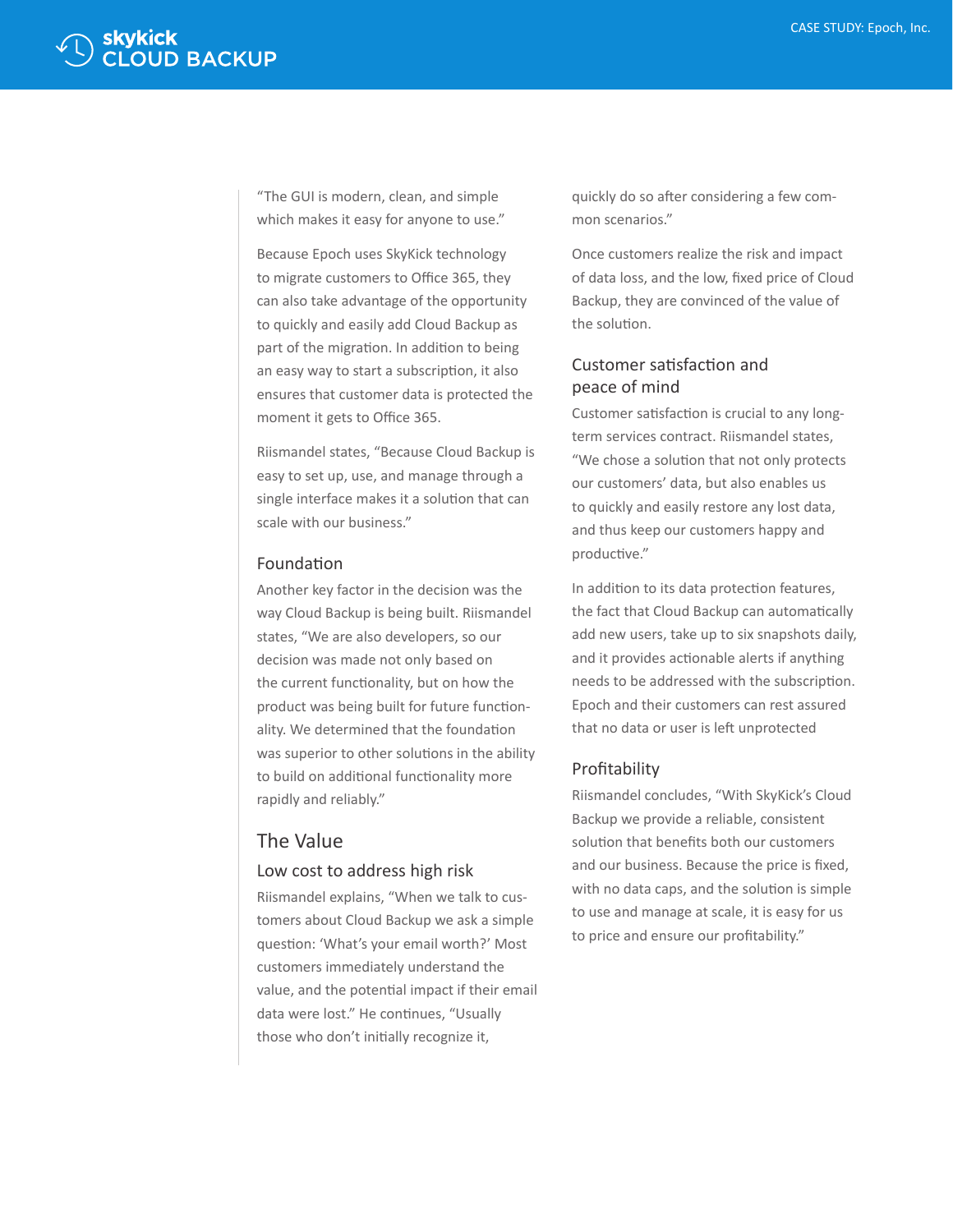"The GUI is modern, clean, and simple which makes it easy for anyone to use."

Because Epoch uses SkyKick technology to migrate customers to Office 365, they can also take advantage of the opportunity to quickly and easily add Cloud Backup as part of the migration. In addition to being an easy way to start a subscription, it also ensures that customer data is protected the moment it gets to Office 365.

Riismandel states, "Because Cloud Backup is easy to set up, use, and manage through a single interface makes it a solution that can scale with our business."

### Foundation

Another key factor in the decision was the way Cloud Backup is being built. Riismandel states, "We are also developers, so our decision was made not only based on the current functionality, but on how the product was being built for future functionality. We determined that the foundation was superior to other solutions in the ability to build on additional functionality more rapidly and reliably."

## The Value

### Low cost to address high risk

Riismandel explains, "When we talk to customers about Cloud Backup we ask a simple question: 'What's your email worth?' Most customers immediately understand the value, and the potential impact if their email data were lost." He continues, "Usually those who don't initially recognize it, quickly do so after considering a few common scenarios."

Once customers realize the risk and impact of data loss, and the low, fixed price of Cloud Backup, they are convinced of the value of the solution.

### Customer satisfaction and peace of mind

Customer satisfaction is crucial to any long-term services contract. Riismandel states, "We chose a solution that not only protects our customers' data, but also enables us to quickly and easily restore any lost data, and thus keep our customers happy and productive."

In addition to its data protection features, the fact that Cloud Backup can automatically add new users, take up to six snapshots daily, and it provides actionable alerts if anything needs to be addressed with the subscription. Epoch and their customers can rest assured that no data or user is left unprotected

### Profitability

Riismandel concludes, "With SkyKick's Cloud Backup we provide a reliable, consistent solution that benefits both our customers and our business. Because the price is fixed, with no data caps, and the solution is simple to use and manage at scale, it is easy for us to price and ensure our profitability."